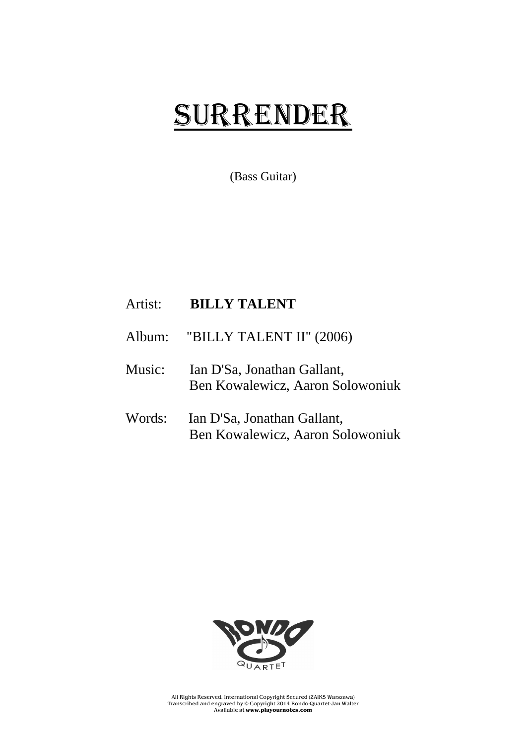# SURRENDER

(Bass Guitar)

Artist: **BILLY TALENT**

Album: "BILLY TALENT II" (2006)

Music: Ian D'Sa, Jonathan Gallant,
Ben Kowalewicz, Aaron Solowoniuk

Words: Ian D'Sa, Jonathan Gallant,
Ben Kowalewicz, Aaron Solowoniuk

RONDO QUARTET

All Rights Reserved. International Copyright Secured (ZAiKS Warszawa)
Transcribed and engraved by © Copyright 2014 Rondo-Quartet-Jan Walter
Available at **www.playournotes.com**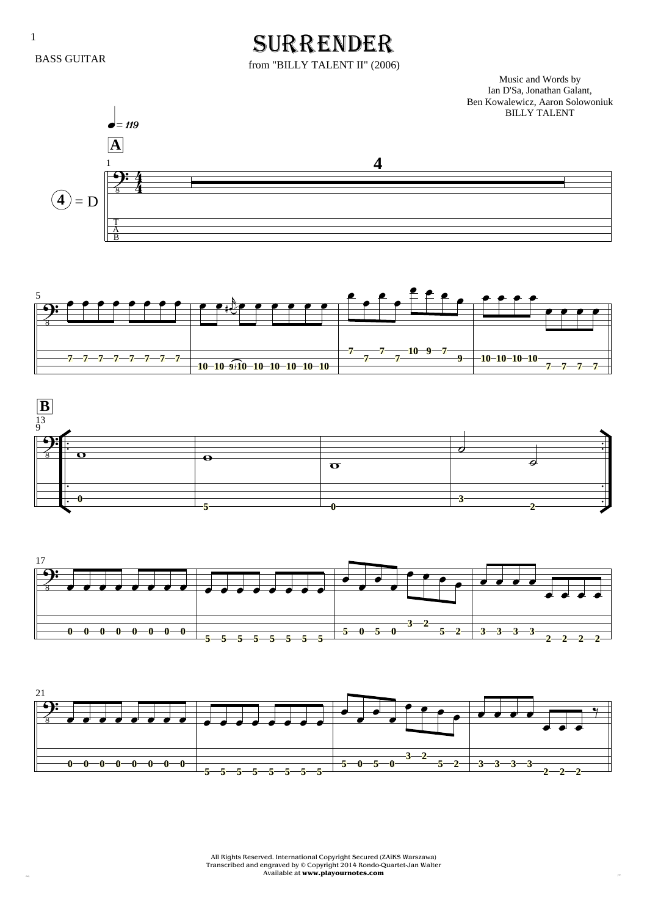# SURRENDER

BASS GUITAR

from "BILLY TALENT II" (2006)

Music and Words by
Ian D'Sa, Jonathan Galant,
Ben Kowalewicz, Aaron Solowoniuk
BILLY TALENT

All Rights Reserved. International Copyright Secured (ZAiKS Warszawa)
Transcribed and engraved by © Copyright 2014 Rondo-Quartet-Jan Walter
Available at **www.playournotes.com**